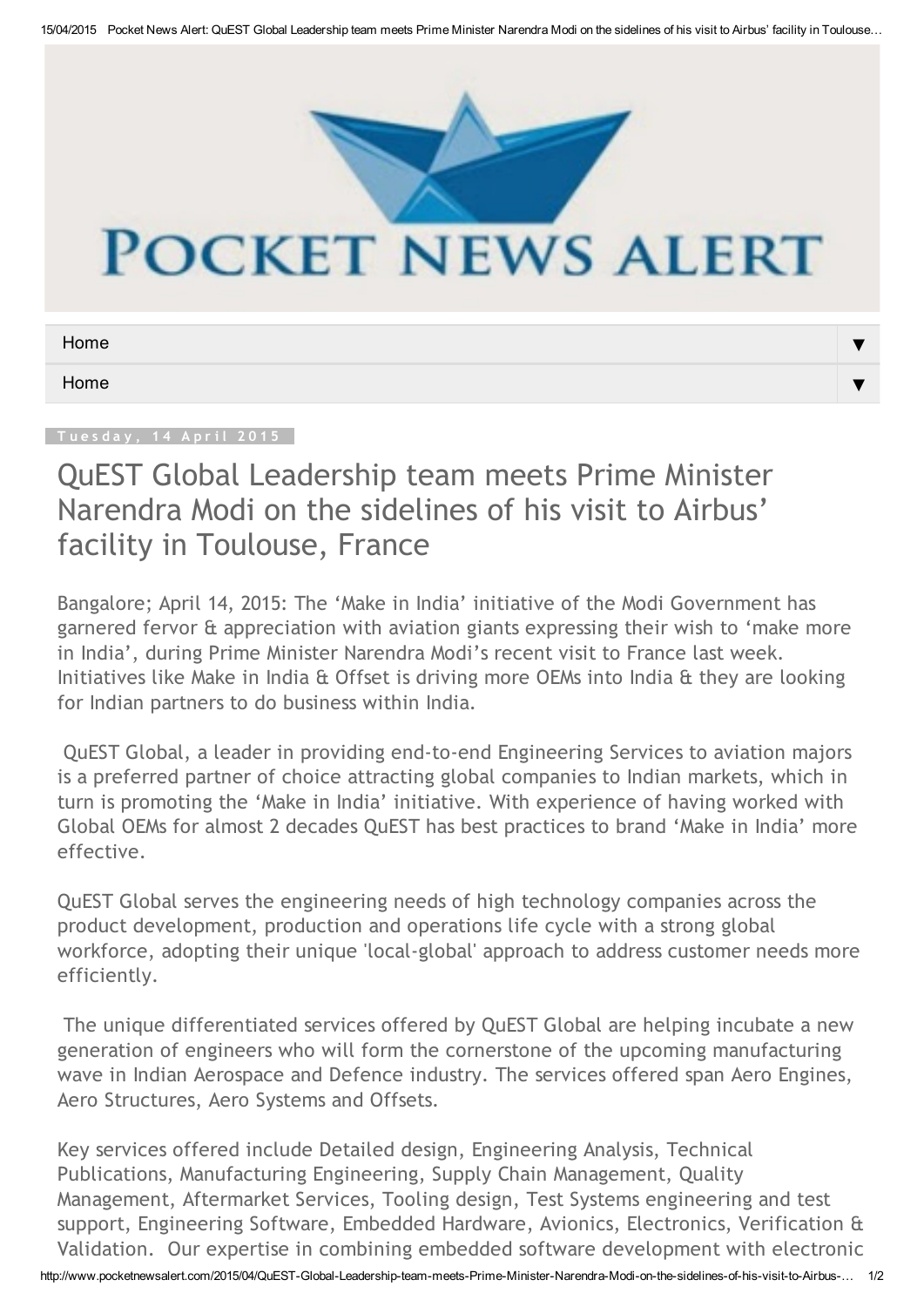# POCKET NEWS ALERT

Home

Home

Tuesday, 14 April 2015

## QuEST Global Leadership team meets Prime Minister Narendra Modi on the sidelines of his visit to Airbus' facility in Toulouse, France

Bangalore; April 14, 2015: The 'Make in India' initiative of the Modi Government has garnered fervor & appreciation with aviation giants expressing their wish to 'make more in India', during Prime Minister Narendra Modi's recent visit to France last week. Initiatives like Make in India & Offset is driving more OEMs into India & they are looking for Indian partners to do business within India.

QuEST Global, a leader in providing end-to-end Engineering Services to aviation majors is a preferred partner of choice attracting global companies to Indian markets, which in turn is promoting the 'Make in India' initiative. With experience of having worked with Global OEMs for almost 2 decades QuEST has best practices to brand 'Make in India' more effective.

QuEST Global serves the engineering needs of high technology companies across the product development, production and operations life cycle with a strong global workforce, adopting their unique 'local-global' approach to address customer needs more efficiently.

The unique differentiated services offered by QuEST Global are helping incubate a new generation of engineers who will form the cornerstone of the upcoming manufacturing wave in Indian Aerospace and Defence industry. The services offered span Aero Engines, Aero Structures, Aero Systems and Offsets.

Key services offered include Detailed design, Engineering Analysis, Technical Publications, Manufacturing Engineering, Supply Chain Management, Quality Management, Aftermarket Services, Tooling design, Test Systems engineering and test support, Engineering Software, Embedded Hardware, Avionics, Electronics, Verification & Validation. Our expertise in combining embedded software development with electronic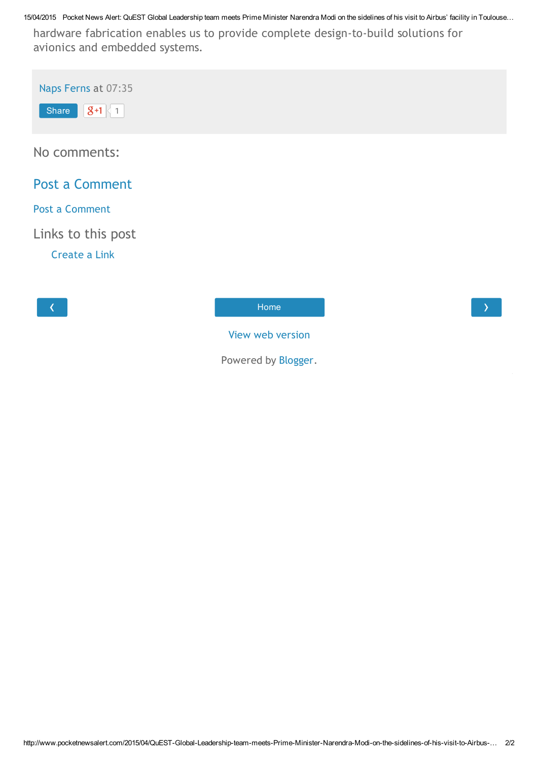hardware fabrication enables us to provide complete design-to-build solutions for avionics and embedded systems.

Naps Ferns at 07:35

Share g+1 1

## No comments:

## Post a Comment

Post a Comment

## Links to this post

Create a Link

‹ Home ›

View web version

Powered by Blogger.